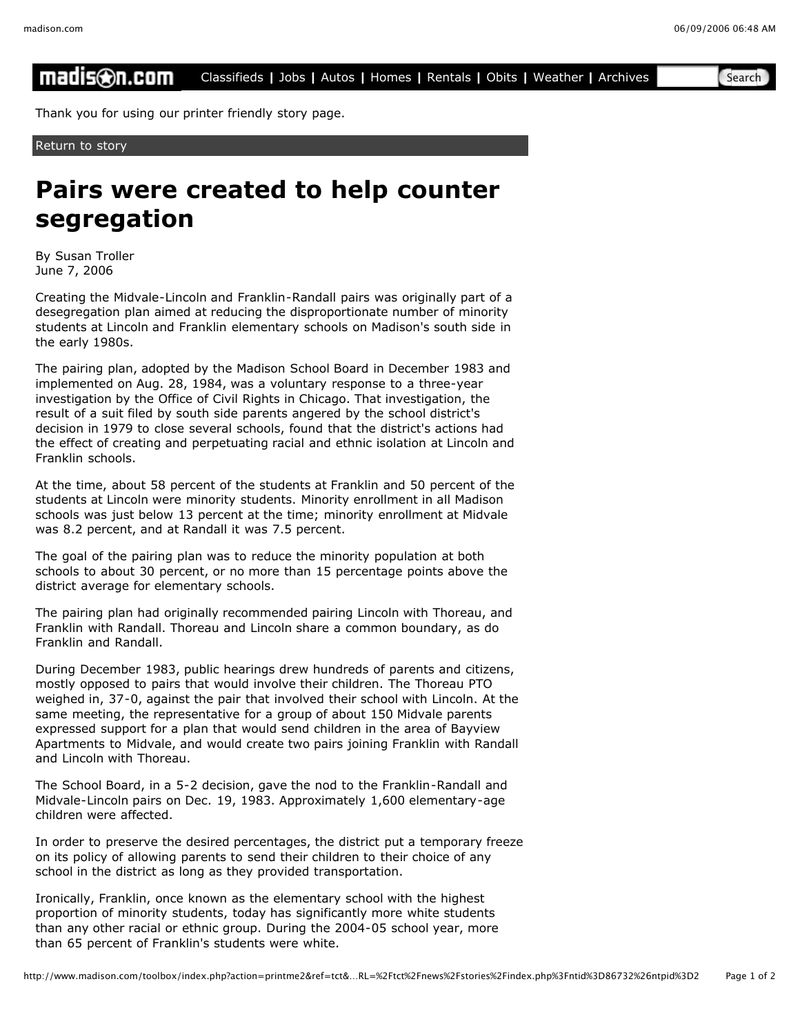# Pairs were created to help counter segregation

By Susan Troller
June 7, 2006

Creating the Midvale-Lincoln and Franklin-Randall pairs was originally part of a desegregation plan aimed at reducing the disproportionate number of minority students at Lincoln and Franklin elementary schools on Madison's south side in the early 1980s.

The pairing plan, adopted by the Madison School Board in December 1983 and implemented on Aug. 28, 1984, was a voluntary response to a three-year investigation by the Office of Civil Rights in Chicago. That investigation, the result of a suit filed by south side parents angered by the school district's decision in 1979 to close several schools, found that the district's actions had the effect of creating and perpetuating racial and ethnic isolation at Lincoln and Franklin schools.

At the time, about 58 percent of the students at Franklin and 50 percent of the students at Lincoln were minority students. Minority enrollment in all Madison schools was just below 13 percent at the time; minority enrollment at Midvale was 8.2 percent, and at Randall it was 7.5 percent.

The goal of the pairing plan was to reduce the minority population at both schools to about 30 percent, or no more than 15 percentage points above the district average for elementary schools.

The pairing plan had originally recommended pairing Lincoln with Thoreau, and Franklin with Randall. Thoreau and Lincoln share a common boundary, as do Franklin and Randall.

During December 1983, public hearings drew hundreds of parents and citizens, mostly opposed to pairs that would involve their children. The Thoreau PTO weighed in, 37-0, against the pair that involved their school with Lincoln. At the same meeting, the representative for a group of about 150 Midvale parents expressed support for a plan that would send children in the area of Bayview Apartments to Midvale, and would create two pairs joining Franklin with Randall and Lincoln with Thoreau.

The School Board, in a 5-2 decision, gave the nod to the Franklin-Randall and Midvale-Lincoln pairs on Dec. 19, 1983. Approximately 1,600 elementary-age children were affected.

In order to preserve the desired percentages, the district put a temporary freeze on its policy of allowing parents to send their children to their choice of any school in the district as long as they provided transportation.

Ironically, Franklin, once known as the elementary school with the highest proportion of minority students, today has significantly more white students than any other racial or ethnic group. During the 2004-05 school year, more than 65 percent of Franklin's students were white.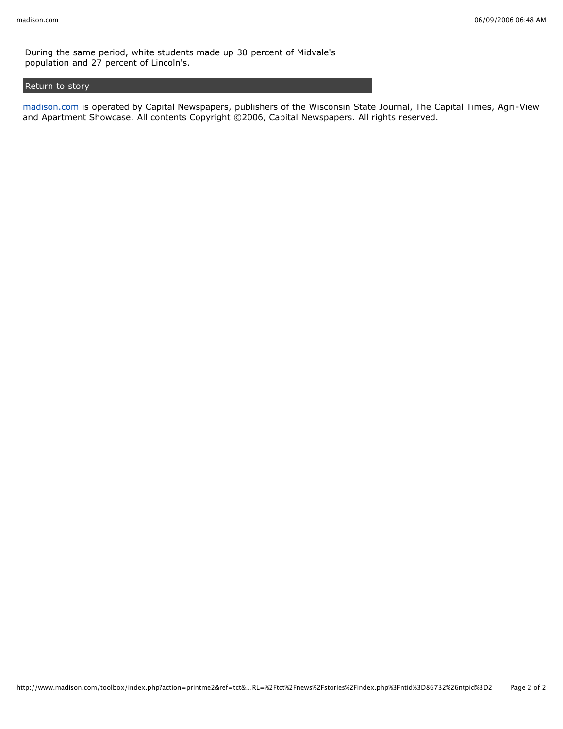During the same period, white students made up 30 percent of Midvale's population and 27 percent of Lincoln's.

Return to story

madison.com is operated by Capital Newspapers, publishers of the Wisconsin State Journal, The Capital Times, Agri-View and Apartment Showcase. All contents Copyright ©2006, Capital Newspapers. All rights reserved.